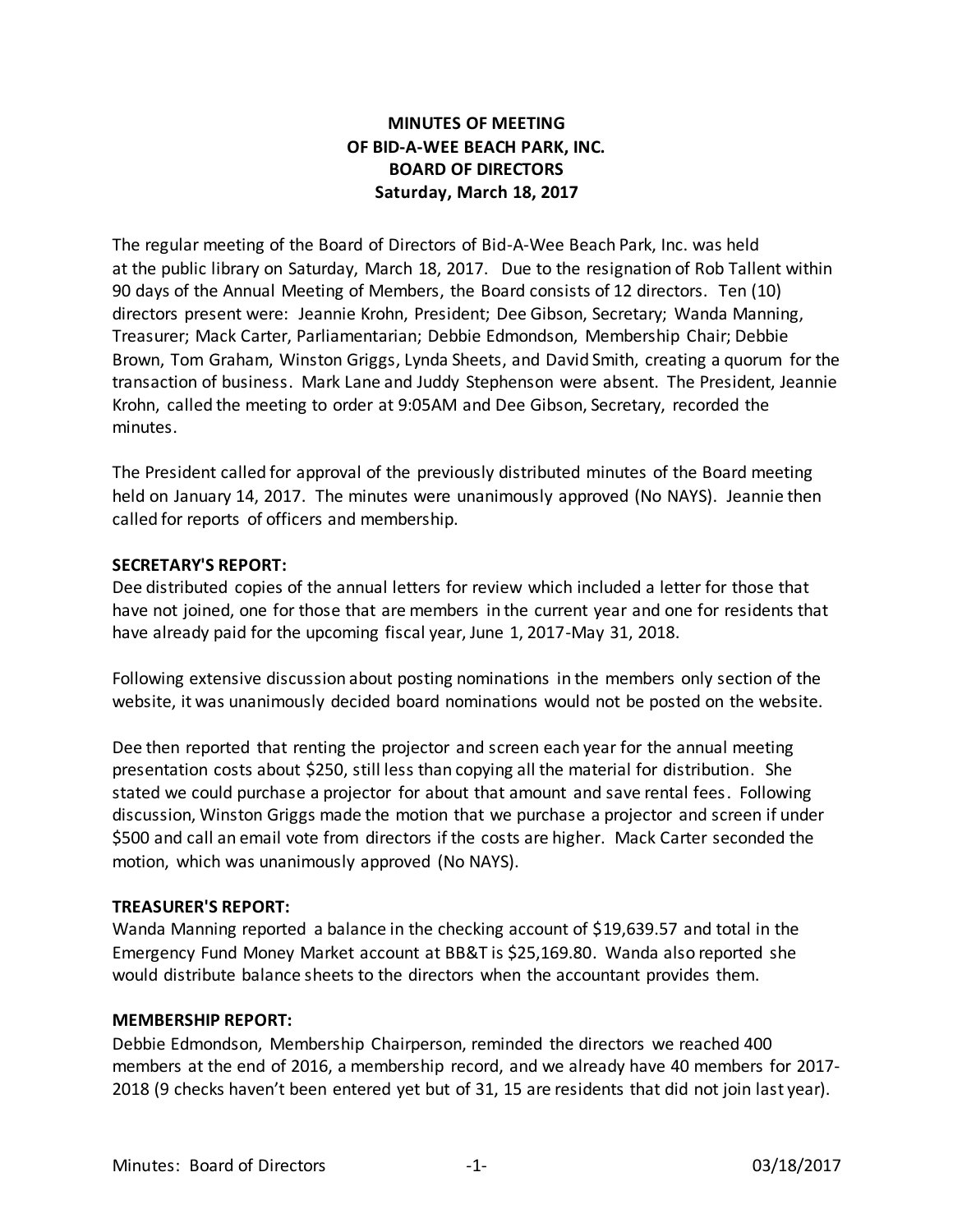**MINUTES OF MEETING**
**OF BID-A-WEE BEACH PARK, INC.**
**BOARD OF DIRECTORS**
**Saturday, March 18, 2017**

The regular meeting of the Board of Directors of Bid-A-Wee Beach Park, Inc. was held at the public library on Saturday, March 18, 2017. Due to the resignation of Rob Tallent within 90 days of the Annual Meeting of Members, the Board consists of 12 directors. Ten (10) directors present were: Jeannie Krohn, President; Dee Gibson, Secretary; Wanda Manning, Treasurer; Mack Carter, Parliamentarian; Debbie Edmondson, Membership Chair; Debbie Brown, Tom Graham, Winston Griggs, Lynda Sheets, and David Smith, creating a quorum for the transaction of business. Mark Lane and Juddy Stephenson were absent. The President, Jeannie Krohn, called the meeting to order at 9:05AM and Dee Gibson, Secretary, recorded the minutes.

The President called for approval of the previously distributed minutes of the Board meeting held on January 14, 2017. The minutes were unanimously approved (No NAYS). Jeannie then called for reports of officers and membership.

**SECRETARY'S REPORT:**

Dee distributed copies of the annual letters for review which included a letter for those that have not joined, one for those that are members in the current year and one for residents that have already paid for the upcoming fiscal year, June 1, 2017-May 31, 2018.

Following extensive discussion about posting nominations in the members only section of the website, it was unanimously decided board nominations would not be posted on the website.

Dee then reported that renting the projector and screen each year for the annual meeting presentation costs about $250, still less than copying all the material for distribution. She stated we could purchase a projector for about that amount and save rental fees. Following discussion, Winston Griggs made the motion that we purchase a projector and screen if under $500 and call an email vote from directors if the costs are higher. Mack Carter seconded the motion, which was unanimously approved (No NAYS).

**TREASURER'S REPORT:**

Wanda Manning reported a balance in the checking account of $19,639.57 and total in the Emergency Fund Money Market account at BB&T is $25,169.80. Wanda also reported she would distribute balance sheets to the directors when the accountant provides them.

**MEMBERSHIP REPORT:**

Debbie Edmondson, Membership Chairperson, reminded the directors we reached 400 members at the end of 2016, a membership record, and we already have 40 members for 2017-2018 (9 checks haven't been entered yet but of 31, 15 are residents that did not join last year).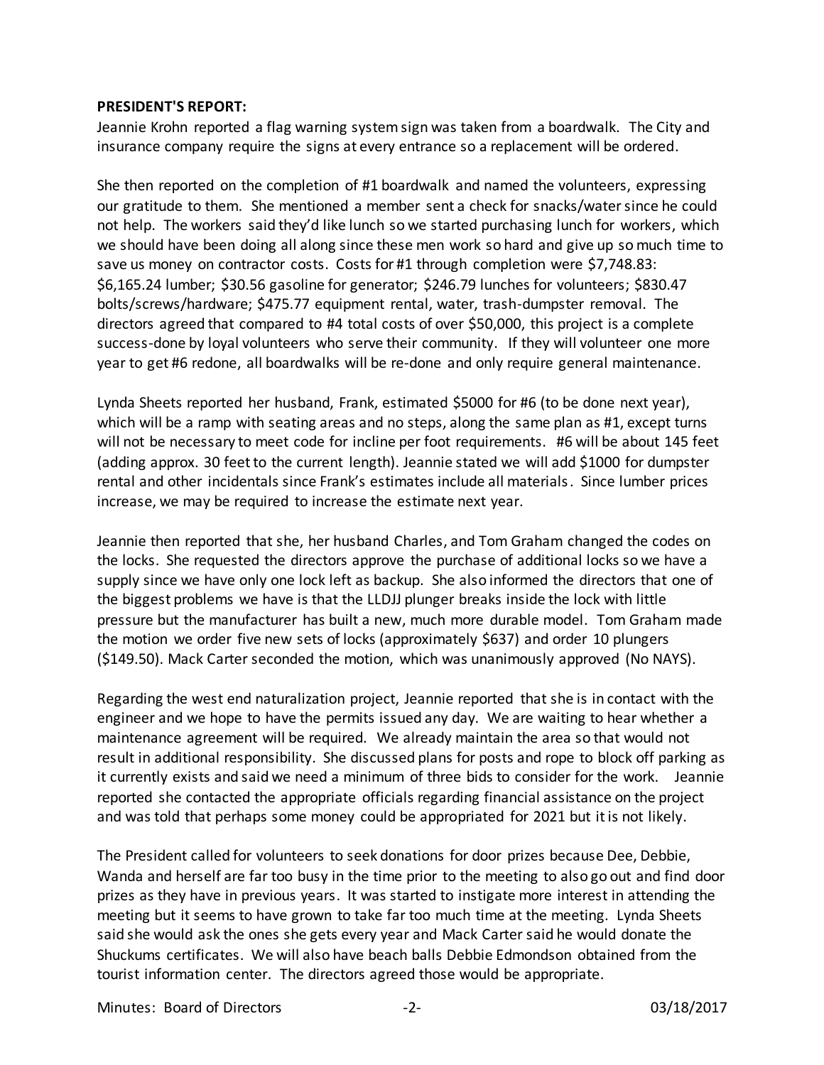**PRESIDENT'S REPORT:**
Jeannie Krohn reported a flag warning system sign was taken from a boardwalk. The City and insurance company require the signs at every entrance so a replacement will be ordered.

She then reported on the completion of #1 boardwalk and named the volunteers, expressing our gratitude to them. She mentioned a member sent a check for snacks/water since he could not help. The workers said they'd like lunch so we started purchasing lunch for workers, which we should have been doing all along since these men work so hard and give up so much time to save us money on contractor costs. Costs for #1 through completion were $7,748.83: $6,165.24 lumber; $30.56 gasoline for generator; $246.79 lunches for volunteers; $830.47 bolts/screws/hardware; $475.77 equipment rental, water, trash-dumpster removal. The directors agreed that compared to #4 total costs of over $50,000, this project is a complete success-done by loyal volunteers who serve their community. If they will volunteer one more year to get #6 redone, all boardwalks will be re-done and only require general maintenance.

Lynda Sheets reported her husband, Frank, estimated $5000 for #6 (to be done next year), which will be a ramp with seating areas and no steps, along the same plan as #1, except turns will not be necessary to meet code for incline per foot requirements. #6 will be about 145 feet (adding approx. 30 feet to the current length). Jeannie stated we will add $1000 for dumpster rental and other incidentals since Frank's estimates include all materials. Since lumber prices increase, we may be required to increase the estimate next year.

Jeannie then reported that she, her husband Charles, and Tom Graham changed the codes on the locks. She requested the directors approve the purchase of additional locks so we have a supply since we have only one lock left as backup. She also informed the directors that one of the biggest problems we have is that the LLDJJ plunger breaks inside the lock with little pressure but the manufacturer has built a new, much more durable model. Tom Graham made the motion we order five new sets of locks (approximately $637) and order 10 plungers ($149.50). Mack Carter seconded the motion, which was unanimously approved (No NAYS).

Regarding the west end naturalization project, Jeannie reported that she is in contact with the engineer and we hope to have the permits issued any day. We are waiting to hear whether a maintenance agreement will be required. We already maintain the area so that would not result in additional responsibility. She discussed plans for posts and rope to block off parking as it currently exists and said we need a minimum of three bids to consider for the work. Jeannie reported she contacted the appropriate officials regarding financial assistance on the project and was told that perhaps some money could be appropriated for 2021 but it is not likely.

The President called for volunteers to seek donations for door prizes because Dee, Debbie, Wanda and herself are far too busy in the time prior to the meeting to also go out and find door prizes as they have in previous years. It was started to instigate more interest in attending the meeting but it seems to have grown to take far too much time at the meeting. Lynda Sheets said she would ask the ones she gets every year and Mack Carter said he would donate the Shuckums certificates. We will also have beach balls Debbie Edmondson obtained from the tourist information center. The directors agreed those would be appropriate.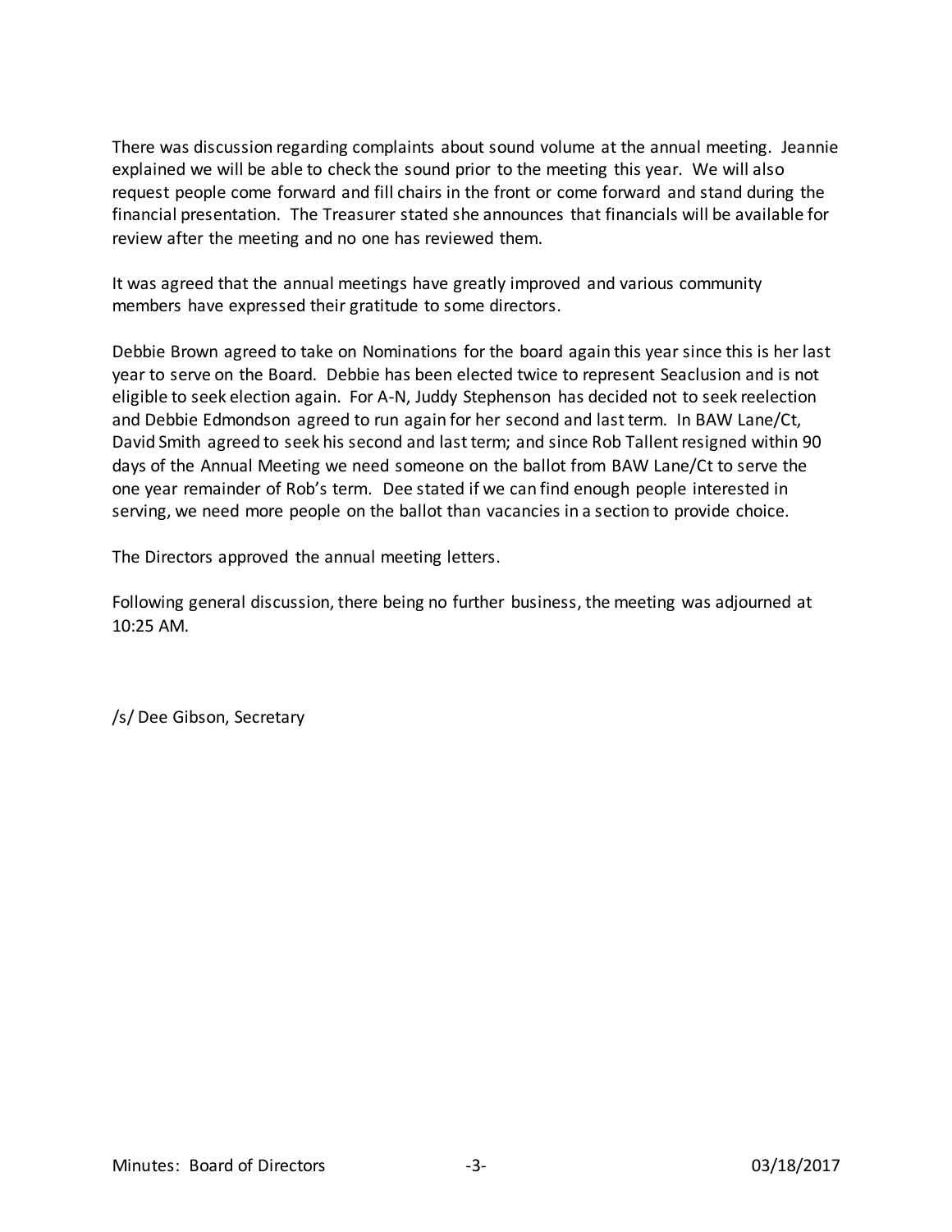There was discussion regarding complaints about sound volume at the annual meeting. Jeannie explained we will be able to check the sound prior to the meeting this year. We will also request people come forward and fill chairs in the front or come forward and stand during the financial presentation. The Treasurer stated she announces that financials will be available for review after the meeting and no one has reviewed them.

It was agreed that the annual meetings have greatly improved and various community members have expressed their gratitude to some directors.

Debbie Brown agreed to take on Nominations for the board again this year since this is her last year to serve on the Board. Debbie has been elected twice to represent Seaclusion and is not eligible to seek election again. For A-N, Juddy Stephenson has decided not to seek reelection and Debbie Edmondson agreed to run again for her second and last term. In BAW Lane/Ct, David Smith agreed to seek his second and last term; and since Rob Tallent resigned within 90 days of the Annual Meeting we need someone on the ballot from BAW Lane/Ct to serve the one year remainder of Rob's term. Dee stated if we can find enough people interested in serving, we need more people on the ballot than vacancies in a section to provide choice.

The Directors approved the annual meeting letters.

Following general discussion, there being no further business, the meeting was adjourned at 10:25 AM.

/s/ Dee Gibson, Secretary